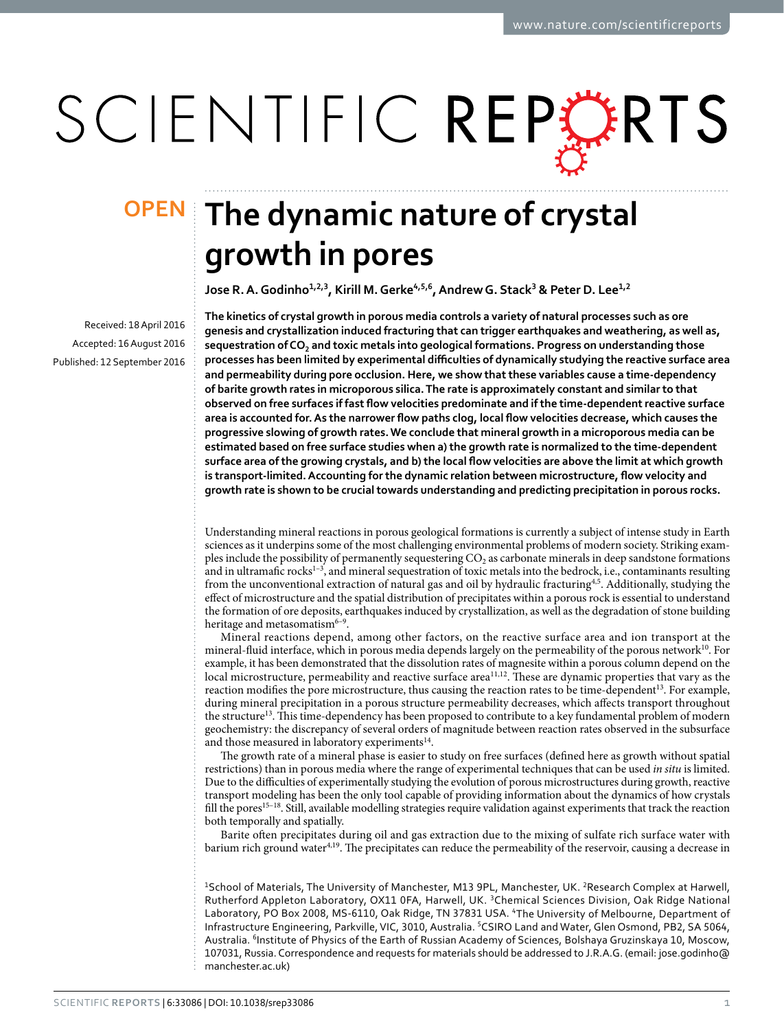OPEN

# The dynamic nature of crystal growth in pores

**Jose R. A. Godinho[1,2,3], Kirill M. Gerke[4,5,6], Andrew G. Stack[3] & Peter D. Lee[1,2]**

Received: 18 April 2016
Accepted: 16 August 2016
Published: 12 September 2016

**The kinetics of crystal growth in porous media controls a variety of natural processes such as ore genesis and crystallization induced fracturing that can trigger earthquakes and weathering, as well as, sequestration of $CO_2$ and toxic metals into geological formations. Progress on understanding those processes has been limited by experimental difficulties of dynamically studying the reactive surface area and permeability during pore occlusion. Here, we show that these variables cause a time-dependency of barite growth rates in microporous silica. The rate is approximately constant and similar to that observed on free surfaces if fast flow velocities predominate and if the time-dependent reactive surface area is accounted for. As the narrower flow paths clog, local flow velocities decrease, which causes the progressive slowing of growth rates. We conclude that mineral growth in a microporous media can be estimated based on free surface studies when a) the growth rate is normalized to the time-dependent surface area of the growing crystals, and b) the local flow velocities are above the limit at which growth is transport-limited. Accounting for the dynamic relation between microstructure, flow velocity and growth rate is shown to be crucial towards understanding and predicting precipitation in porous rocks.**

Understanding mineral reactions in porous geological formations is currently a subject of intense study in Earth sciences as it underpins some of the most challenging environmental problems of modern society. Striking examples include the possibility of permanently sequestering $CO_2$ as carbonate minerals in deep sandstone formations and in ultramafic rocks[1–3], and mineral sequestration of toxic metals into the bedrock, i.e., contaminants resulting from the unconventional extraction of natural gas and oil by hydraulic fracturing[4,5]. Additionally, studying the effect of microstructure and the spatial distribution of precipitates within a porous rock is essential to understand the formation of ore deposits, earthquakes induced by crystallization, as well as the degradation of stone building heritage and metasomatism[6–9].

Mineral reactions depend, among other factors, on the reactive surface area and ion transport at the mineral-fluid interface, which in porous media depends largely on the permeability of the porous network[10]. For example, it has been demonstrated that the dissolution rates of magnesite within a porous column depend on the local microstructure, permeability and reactive surface area[11,12]. These are dynamic properties that vary as the reaction modifies the pore microstructure, thus causing the reaction rates to be time-dependent[13]. For example, during mineral precipitation in a porous structure permeability decreases, which affects transport throughout the structure[13]. This time-dependency has been proposed to contribute to a key fundamental problem of modern geochemistry: the discrepancy of several orders of magnitude between reaction rates observed in the subsurface and those measured in laboratory experiments[14].

The growth rate of a mineral phase is easier to study on free surfaces (defined here as growth without spatial restrictions) than in porous media where the range of experimental techniques that can be used *in situ* is limited. Due to the difficulties of experimentally studying the evolution of porous microstructures during growth, reactive transport modeling has been the only tool capable of providing information about the dynamics of how crystals fill the pores[15–18]. Still, available modelling strategies require validation against experiments that track the reaction both temporally and spatially.

Barite often precipitates during oil and gas extraction due to the mixing of sulfate rich surface water with barium rich ground water[4,19]. The precipitates can reduce the permeability of the reservoir, causing a decrease in

[1]School of Materials, The University of Manchester, M13 9PL, Manchester, UK. [2]Research Complex at Harwell, Rutherford Appleton Laboratory, OX11 0FA, Harwell, UK. [3]Chemical Sciences Division, Oak Ridge National Laboratory, PO Box 2008, MS-6110, Oak Ridge, TN 37831 USA. [4]The University of Melbourne, Department of Infrastructure Engineering, Parkville, VIC, 3010, Australia. [5]CSIRO Land and Water, Glen Osmond, PB2, SA 5064, Australia. [6]Institute of Physics of the Earth of Russian Academy of Sciences, Bolshaya Gruzinskaya 10, Moscow, 107031, Russia. Correspondence and requests for materials should be addressed to J.R.A.G. (email: jose.godinho@manchester.ac.uk)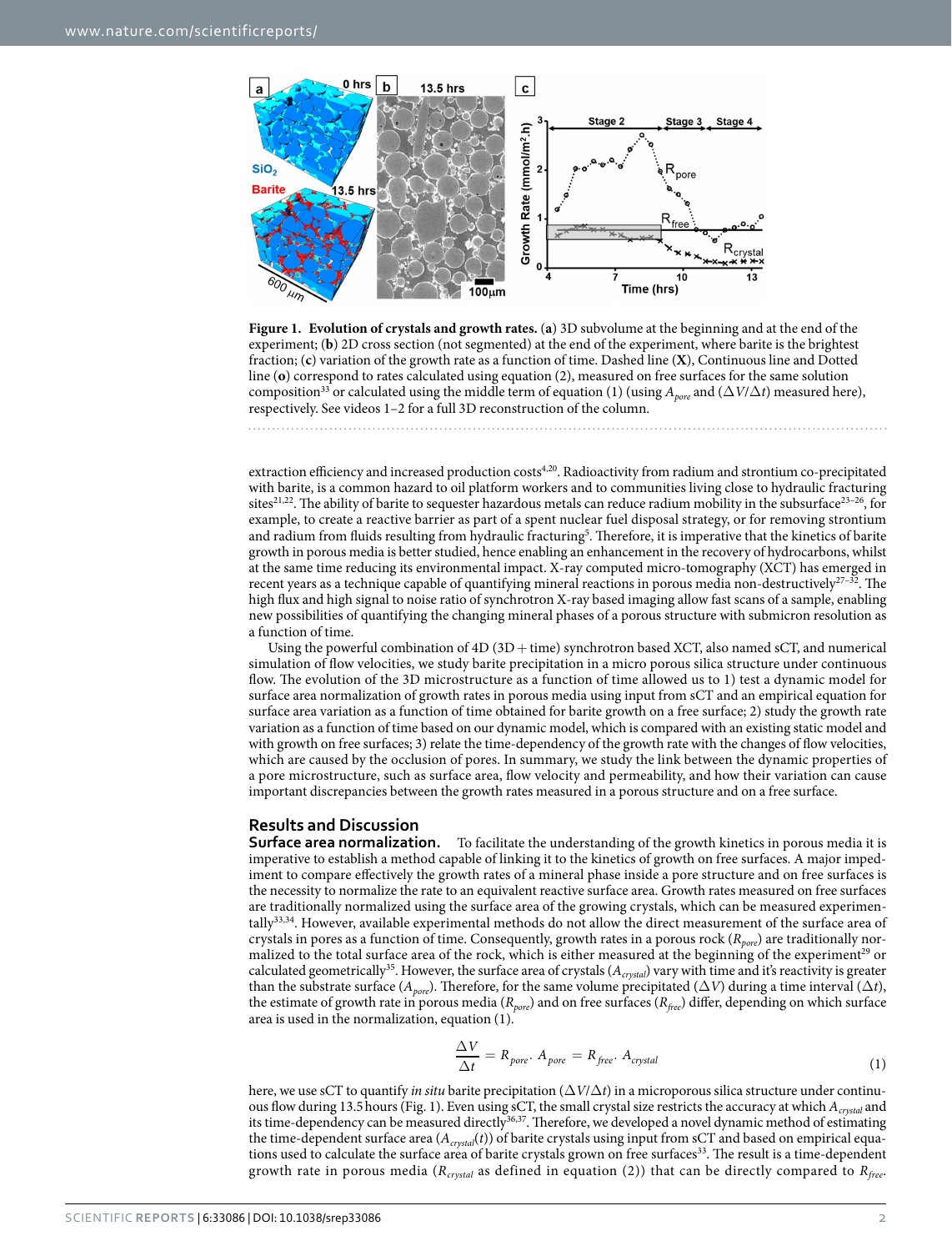**Figure 1. Evolution of crystals and growth rates.** (**a**) 3D subvolume at the beginning and at the end of the experiment; (**b**) 2D cross section (not segmented) at the end of the experiment, where barite is the brightest fraction; (**c**) variation of the growth rate as a function of time. Dashed line (**X**), Continuous line and Dotted line (**o**) correspond to rates calculated using equation (2), measured on free surfaces for the same solution composition[33] or calculated using the middle term of equation (1) (using $A_{pore}$ and $(\Delta V/\Delta t)$ measured here), respectively. See videos 1–2 for a full 3D reconstruction of the column.

extraction efficiency and increased production costs[4,20]. Radioactivity from radium and strontium co-precipitated with barite, is a common hazard to oil platform workers and to communities living close to hydraulic fracturing sites[21,22]. The ability of barite to sequester hazardous metals can reduce radium mobility in the subsurface[23–26], for example, to create a reactive barrier as part of a spent nuclear fuel disposal strategy, or for removing strontium and radium from fluids resulting from hydraulic fracturing[5]. Therefore, it is imperative that the kinetics of barite growth in porous media is better studied, hence enabling an enhancement in the recovery of hydrocarbons, whilst at the same time reducing its environmental impact. X-ray computed micro-tomography (XCT) has emerged in recent years as a technique capable of quantifying mineral reactions in porous media non-destructively[27–32]. The high flux and high signal to noise ratio of synchrotron X-ray based imaging allow fast scans of a sample, enabling new possibilities of quantifying the changing mineral phases of a porous structure with submicron resolution as a function of time.

Using the powerful combination of 4D (3D + time) synchrotron based XCT, also named sCT, and numerical simulation of flow velocities, we study barite precipitation in a micro porous silica structure under continuous flow. The evolution of the 3D microstructure as a function of time allowed us to 1) test a dynamic model for surface area normalization of growth rates in porous media using input from sCT and an empirical equation for surface area variation as a function of time obtained for barite growth on a free surface; 2) study the growth rate variation as a function of time based on our dynamic model, which is compared with an existing static model and with growth on free surfaces; 3) relate the time-dependency of the growth rate with the changes of flow velocities, which are caused by the occlusion of pores. In summary, we study the link between the dynamic properties of a pore microstructure, such as surface area, flow velocity and permeability, and how their variation can cause important discrepancies between the growth rates measured in a porous structure and on a free surface.

## Results and Discussion

**Surface area normalization.** To facilitate the understanding of the growth kinetics in porous media it is imperative to establish a method capable of linking it to the kinetics of growth on free surfaces. A major impediment to compare effectively the growth rates of a mineral phase inside a pore structure and on free surfaces is the necessity to normalize the rate to an equivalent reactive surface area. Growth rates measured on free surfaces are traditionally normalized using the surface area of the growing crystals, which can be measured experimentally[33,34]. However, available experimental methods do not allow the direct measurement of the surface area of crystals in pores as a function of time. Consequently, growth rates in a porous rock ($R_{pore}$) are traditionally normalized to the total surface area of the rock, which is either measured at the beginning of the experiment[29] or calculated geometrically[35]. However, the surface area of crystals ($A_{crystal}$) vary with time and it's reactivity is greater than the substrate surface ($A_{pore}$). Therefore, for the same volume precipitated ($\Delta V$) during a time interval ($\Delta t$), the estimate of growth rate in porous media ($R_{pore}$) and on free surfaces ($R_{free}$) differ, depending on which surface area is used in the normalization, equation (1).

$$\frac{\Delta V}{\Delta t} = R_{pore} \cdot A_{pore} = R_{free} \cdot A_{crystal} \tag{1}$$

here, we use sCT to quantify *in situ* barite precipitation ($\Delta V/\Delta t$) in a microporous silica structure under continuous flow during 13.5 hours (Fig. 1). Even using sCT, the small crystal size restricts the accuracy at which $A_{crystal}$ and its time-dependency can be measured directly[36,37]. Therefore, we developed a novel dynamic method of estimating the time-dependent surface area ($A_{crystal}(t)$) of barite crystals using input from sCT and based on empirical equations used to calculate the surface area of barite crystals grown on free surfaces[33]. The result is a time-dependent growth rate in porous media ($R_{crystal}$ as defined in equation (2)) that can be directly compared to $R_{free}$.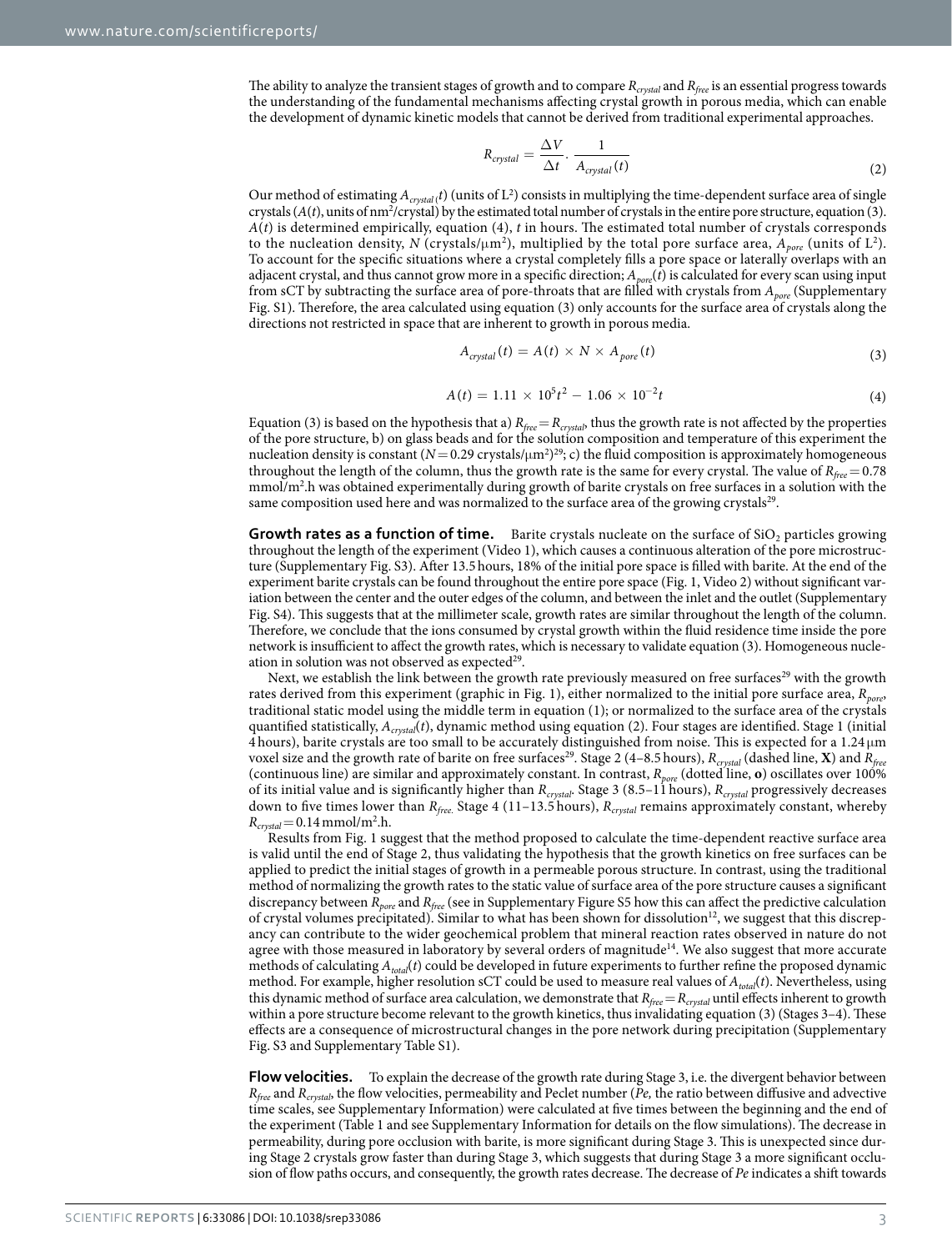The ability to analyze the transient stages of growth and to compare $R_{crystal}$ and $R_{free}$ is an essential progress towards the understanding of the fundamental mechanisms affecting crystal growth in porous media, which can enable the development of dynamic kinetic models that cannot be derived from traditional experimental approaches.

$$R_{crystal} = \frac{\Delta V}{\Delta t} \cdot \frac{1}{A_{crystal}(t)} \tag{2}$$

Our method of estimating $A_{crystal}(t)$ (units of $L^2$) consists in multiplying the time-dependent surface area of single crystals ($A(t)$, units of $nm^2$/crystal) by the estimated total number of crystals in the entire pore structure, equation (3). $A(t)$ is determined empirically, equation (4), $t$ in hours. The estimated total number of crystals corresponds to the nucleation density, $N$ (crystals/$\mu m^2$), multiplied by the total pore surface area, $A_{pore}$ (units of $L^2$). To account for the specific situations where a crystal completely fills a pore space or laterally overlaps with an adjacent crystal, and thus cannot grow more in a specific direction; $A_{pore}(t)$ is calculated for every scan using input from sCT by subtracting the surface area of pore-throats that are filled with crystals from $A_{pore}$ (Supplementary Fig. S1). Therefore, the area calculated using equation (3) only accounts for the surface area of crystals along the directions not restricted in space that are inherent to growth in porous media.

$$A_{crystal}(t) = A(t) \times N \times A_{pore}(t) \tag{3}$$

$$A(t) = 1.11 \times 10^5 t^2 - 1.06 \times 10^{-2} t \tag{4}$$

Equation (3) is based on the hypothesis that a) $R_{free} = R_{crystal}$, thus the growth rate is not affected by the properties of the pore structure, b) on glass beads and for the solution composition and temperature of this experiment the nucleation density is constant ($N = 0.29$ crystals/$\mu m^2$)[29]; c) the fluid composition is approximately homogeneous throughout the length of the column, thus the growth rate is the same for every crystal. The value of $R_{free} = 0.78$ mmol/$m^2$.h was obtained experimentally during growth of barite crystals on free surfaces in a solution with the same composition used here and was normalized to the surface area of the growing crystals[29].

**Growth rates as a function of time.** Barite crystals nucleate on the surface of $SiO_2$ particles growing throughout the length of the experiment (Video 1), which causes a continuous alteration of the pore microstructure (Supplementary Fig. S3). After 13.5 hours, 18% of the initial pore space is filled with barite. At the end of the experiment barite crystals can be found throughout the entire pore space (Fig. 1, Video 2) without significant variation between the center and the outer edges of the column, and between the inlet and the outlet (Supplementary Fig. S4). This suggests that at the millimeter scale, growth rates are similar throughout the length of the column. Therefore, we conclude that the ions consumed by crystal growth within the fluid residence time inside the pore network is insufficient to affect the growth rates, which is necessary to validate equation (3). Homogeneous nucleation in solution was not observed as expected[29].

Next, we establish the link between the growth rate previously measured on free surfaces[29] with the growth rates derived from this experiment (graphic in Fig. 1), either normalized to the initial pore surface area, $R_{pore}$, traditional static model using the middle term in equation (1); or normalized to the surface area of the crystals quantified statistically, $A_{crystal}(t)$, dynamic method using equation (2). Four stages are identified. Stage 1 (initial 4 hours), barite crystals are too small to be accurately distinguished from noise. This is expected for a 1.24 $\mu$m voxel size and the growth rate of barite on free surfaces[29]. Stage 2 (4–8.5 hours), $R_{crystal}$ (dashed line, **X**) and $R_{free}$ (continuous line) are similar and approximately constant. In contrast, $R_{pore}$ (dotted line, **o**) oscillates over 100% of its initial value and is significantly higher than $R_{crystal}$. Stage 3 (8.5–11 hours), $R_{crystal}$ progressively decreases down to five times lower than $R_{free}$. Stage 4 (11–13.5 hours), $R_{crystal}$ remains approximately constant, whereby $R_{crystal} = 0.14$ mmol/$m^2$.h.

Results from Fig. 1 suggest that the method proposed to calculate the time-dependent reactive surface area is valid until the end of Stage 2, thus validating the hypothesis that the growth kinetics on free surfaces can be applied to predict the initial stages of growth in a permeable porous structure. In contrast, using the traditional method of normalizing the growth rates to the static value of surface area of the pore structure causes a significant discrepancy between $R_{pore}$ and $R_{free}$ (see in Supplementary Figure S5 how this can affect the predictive calculation of crystal volumes precipitated). Similar to what has been shown for dissolution[12], we suggest that this discrepancy can contribute to the wider geochemical problem that mineral reaction rates observed in nature do not agree with those measured in laboratory by several orders of magnitude[14]. We also suggest that more accurate methods of calculating $A_{total}(t)$ could be developed in future experiments to further refine the proposed dynamic method. For example, higher resolution sCT could be used to measure real values of $A_{total}(t)$. Nevertheless, using this dynamic method of surface area calculation, we demonstrate that $R_{free} = R_{crystal}$ until effects inherent to growth within a pore structure become relevant to the growth kinetics, thus invalidating equation (3) (Stages 3–4). These effects are a consequence of microstructural changes in the pore network during precipitation (Supplementary Fig. S3 and Supplementary Table S1).

**Flow velocities.** To explain the decrease of the growth rate during Stage 3, i.e. the divergent behavior between $R_{free}$ and $R_{crystal}$, the flow velocities, permeability and Peclet number ($Pe$, the ratio between diffusive and advective time scales, see Supplementary Information) were calculated at five times between the beginning and the end of the experiment (Table 1 and see Supplementary Information for details on the flow simulations). The decrease in permeability, during pore occlusion with barite, is more significant during Stage 3. This is unexpected since during Stage 2 crystals grow faster than during Stage 3, which suggests that during Stage 3 a more significant occlusion of flow paths occurs, and consequently, the growth rates decrease. The decrease of $Pe$ indicates a shift towards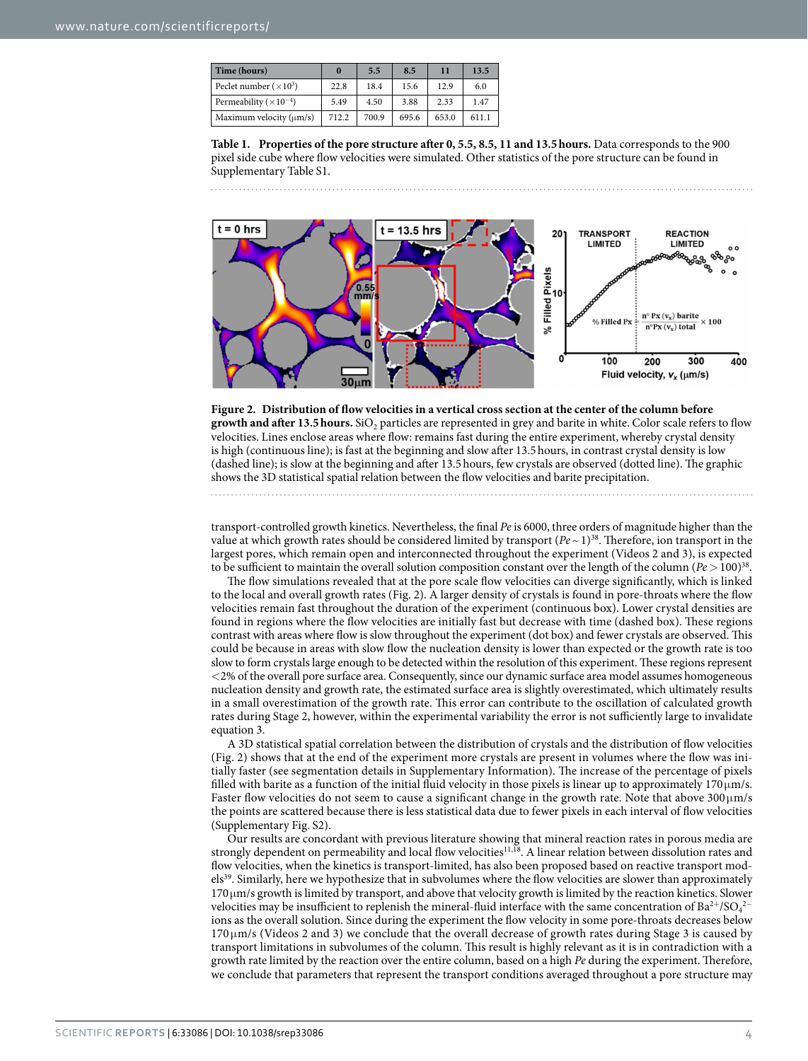| Time (hours) | 0 | 5.5 | 8.5 | 11 | 13.5 |
|---|---|---|---|---|---|
| Peclet number ($\times 10^3$) | 22.8 | 18.4 | 15.6 | 12.9 | 6.0 |
| Permeability ($\times 10^{-4}$) | 5.49 | 4.50 | 3.88 | 2.33 | 1.47 |
| Maximum velocity (μm/s) | 712.2 | 700.9 | 695.6 | 653.0 | 611.1 |

**Table 1. Properties of the pore structure after 0, 5.5, 8.5, 11 and 13.5 hours.** Data corresponds to the 900 pixel side cube where flow velocities were simulated. Other statistics of the pore structure can be found in Supplementary Table S1.

**Figure 2. Distribution of flow velocities in a vertical cross section at the center of the column before growth and after 13.5 hours.** $SiO_2$ particles are represented in grey and barite in white. Color scale refers to flow velocities. Lines enclose areas where flow: remains fast during the entire experiment, whereby crystal density is high (continuous line); is fast at the beginning and slow after 13.5 hours, in contrast crystal density is low (dashed line); is slow at the beginning and after 13.5 hours, few crystals are observed (dotted line). The graphic shows the 3D statistical spatial relation between the flow velocities and barite precipitation.

transport-controlled growth kinetics. Nevertheless, the final $Pe$ is 6000, three orders of magnitude higher than the value at which growth rates should be considered limited by transport ($Pe \sim 1$)[38]. Therefore, ion transport in the largest pores, which remain open and interconnected throughout the experiment (Videos 2 and 3), is expected to be sufficient to maintain the overall solution composition constant over the length of the column ($Pe > 100$)[38].

The flow simulations revealed that at the pore scale flow velocities can diverge significantly, which is linked to the local and overall growth rates (Fig. 2). A larger density of crystals is found in pore-throats where the flow velocities remain fast throughout the duration of the experiment (continuous box). Lower crystal densities are found in regions where the flow velocities are initially fast but decrease with time (dashed box). These regions contrast with areas where flow is slow throughout the experiment (dot box) and fewer crystals are observed. This could be because in areas with slow flow the nucleation density is lower than expected or the growth rate is too slow to form crystals large enough to be detected within the resolution of this experiment. These regions represent <2% of the overall pore surface area. Consequently, since our dynamic surface area model assumes homogeneous nucleation density and growth rate, the estimated surface area is slightly overestimated, which ultimately results in a small overestimation of the growth rate. This error can contribute to the oscillation of calculated growth rates during Stage 2, however, within the experimental variability the error is not sufficiently large to invalidate equation 3.

A 3D statistical spatial correlation between the distribution of crystals and the distribution of flow velocities (Fig. 2) shows that at the end of the experiment more crystals are present in volumes where the flow was initially faster (see segmentation details in Supplementary Information). The increase of the percentage of pixels filled with barite as a function of the initial fluid velocity in those pixels is linear up to approximately 170 μm/s. Faster flow velocities do not seem to cause a significant change in the growth rate. Note that above 300 μm/s the points are scattered because there is less statistical data due to fewer pixels in each interval of flow velocities (Supplementary Fig. S2).

Our results are concordant with previous literature showing that mineral reaction rates in porous media are strongly dependent on permeability and local flow velocities[11,18]. A linear relation between dissolution rates and flow velocities, when the kinetics is transport-limited, has also been proposed based on reactive transport models[39]. Similarly, here we hypothesize that in subvolumes where the flow velocities are slower than approximately 170 μm/s growth is limited by transport, and above that velocity growth is limited by the reaction kinetics. Slower velocities may be insufficient to replenish the mineral-fluid interface with the same concentration of $Ba^{2+}/SO_4^{2-}$ ions as the overall solution. Since during the experiment the flow velocity in some pore-throats decreases below 170 μm/s (Videos 2 and 3) we conclude that the overall decrease of growth rates during Stage 3 is caused by transport limitations in subvolumes of the column. This result is highly relevant as it is in contradiction with a growth rate limited by the reaction over the entire column, based on a high $Pe$ during the experiment. Therefore, we conclude that parameters that represent the transport conditions averaged throughout a pore structure may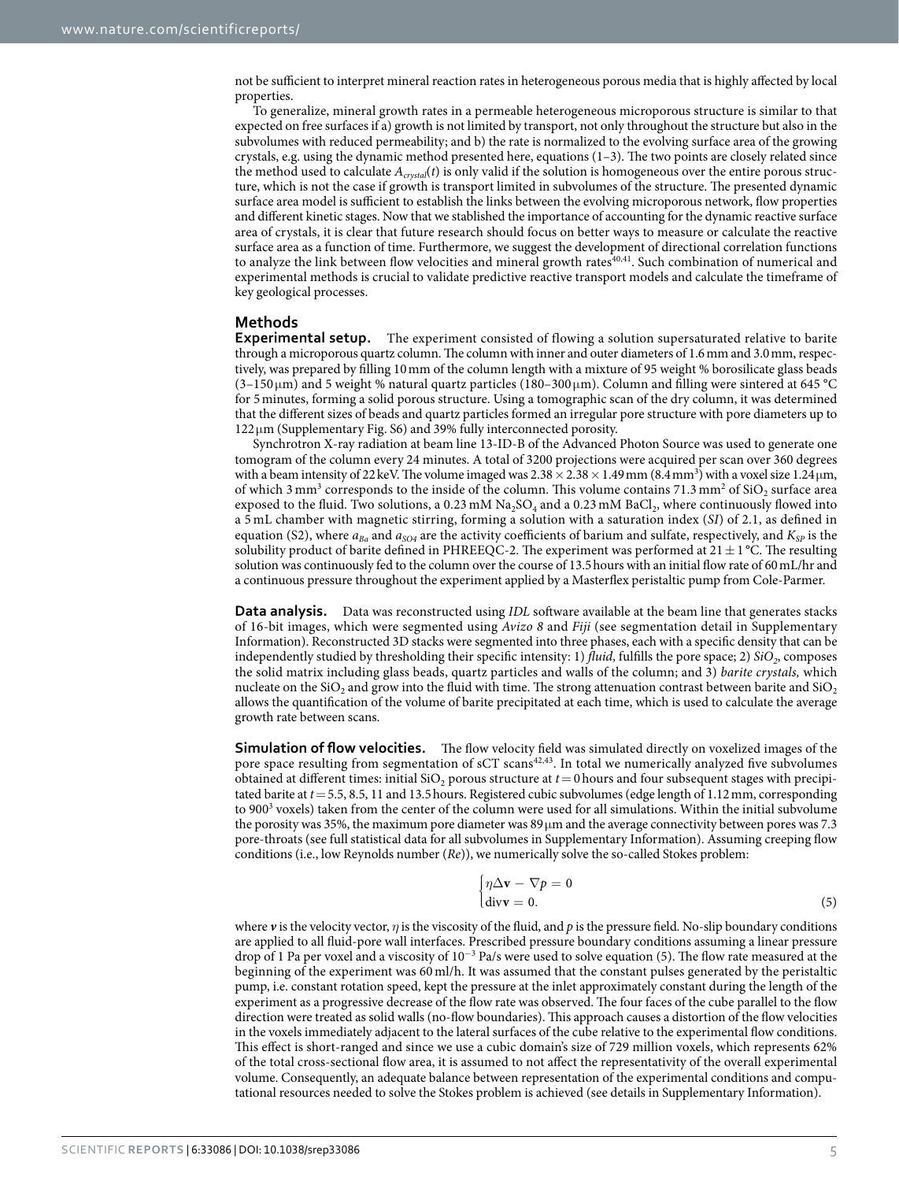not be sufficient to interpret mineral reaction rates in heterogeneous porous media that is highly affected by local properties.

To generalize, mineral growth rates in a permeable heterogeneous microporous structure is similar to that expected on free surfaces if a) growth is not limited by transport, not only throughout the structure but also in the subvolumes with reduced permeability; and b) the rate is normalized to the evolving surface area of the growing crystals, e.g. using the dynamic method presented here, equations (1–3). The two points are closely related since the method used to calculate $A_{crystal}(t)$ is only valid if the solution is homogeneous over the entire porous structure, which is not the case if growth is transport limited in subvolumes of the structure. The presented dynamic surface area model is sufficient to establish the links between the evolving microporous network, flow properties and different kinetic stages. Now that we stablished the importance of accounting for the dynamic reactive surface area of crystals, it is clear that future research should focus on better ways to measure or calculate the reactive surface area as a function of time. Furthermore, we suggest the development of directional correlation functions to analyze the link between flow velocities and mineral growth rates[40,41]. Such combination of numerical and experimental methods is crucial to validate predictive reactive transport models and calculate the timeframe of key geological processes.

## Methods

**Experimental setup.** The experiment consisted of flowing a solution supersaturated relative to barite through a microporous quartz column. The column with inner and outer diameters of 1.6 mm and 3.0 mm, respectively, was prepared by filling 10 mm of the column length with a mixture of 95 weight % borosilicate glass beads (3–150 μm) and 5 weight % natural quartz particles (180–300 μm). Column and filling were sintered at 645 °C for 5 minutes, forming a solid porous structure. Using a tomographic scan of the dry column, it was determined that the different sizes of beads and quartz particles formed an irregular pore structure with pore diameters up to 122 μm (Supplementary Fig. S6) and 39% fully interconnected porosity.

Synchrotron X-ray radiation at beam line 13-ID-B of the Advanced Photon Source was used to generate one tomogram of the column every 24 minutes. A total of 3200 projections were acquired per scan over 360 degrees with a beam intensity of 22 keV. The volume imaged was $2.38 \times 2.38 \times 1.49$ mm ($8.4\,mm^3$) with a voxel size 1.24 μm, of which $3\,mm^3$ corresponds to the inside of the column. This volume contains $71.3\,mm^2$ of $SiO_2$ surface area exposed to the fluid. Two solutions, a 0.23 mM $Na_2SO_4$ and a 0.23 mM $BaCl_2$, where continuously flowed into a 5 mL chamber with magnetic stirring, forming a solution with a saturation index (*SI*) of 2.1, as defined in equation (S2), where $a_{Ba}$ and $a_{SO4}$ are the activity coefficients of barium and sulfate, respectively, and $K_{SP}$ is the solubility product of barite defined in PHREEQC-2. The experiment was performed at $21 \pm 1$ °C. The resulting solution was continuously fed to the column over the course of 13.5 hours with an initial flow rate of 60 mL/hr and a continuous pressure throughout the experiment applied by a Masterflex peristaltic pump from Cole-Parmer.

**Data analysis.** Data was reconstructed using *IDL* software available at the beam line that generates stacks of 16-bit images, which were segmented using *Avizo 8* and *Fiji* (see segmentation detail in Supplementary Information). Reconstructed 3D stacks were segmented into three phases, each with a specific density that can be independently studied by thresholding their specific intensity: 1) *fluid*, fulfills the pore space; 2) *$SiO_2$*, composes the solid matrix including glass beads, quartz particles and walls of the column; and 3) *barite crystals,* which nucleate on the $SiO_2$ and grow into the fluid with time. The strong attenuation contrast between barite and $SiO_2$ allows the quantification of the volume of barite precipitated at each time, which is used to calculate the average growth rate between scans.

**Simulation of flow velocities.** The flow velocity field was simulated directly on voxelized images of the pore space resulting from segmentation of sCT scans[42,43]. In total we numerically analyzed five subvolumes obtained at different times: initial $SiO_2$ porous structure at $t = 0$ hours and four subsequent stages with precipitated barite at $t = 5.5$, 8.5, 11 and 13.5 hours. Registered cubic subvolumes (edge length of 1.12 mm, corresponding to $900^3$ voxels) taken from the center of the column were used for all simulations. Within the initial subvolume the porosity was 35%, the maximum pore diameter was 89 μm and the average connectivity between pores was 7.3 pore-throats (see full statistical data for all subvolumes in Supplementary Information). Assuming creeping flow conditions (i.e., low Reynolds number (*Re*)), we numerically solve the so-called Stokes problem:

$$\begin{cases} \eta \Delta \mathbf{v} - \nabla p = 0 \\ \operatorname{div} \mathbf{v} = 0. \end{cases} \tag{5}$$

where $\boldsymbol{v}$ is the velocity vector, $\eta$ is the viscosity of the fluid, and $p$ is the pressure field. No-slip boundary conditions are applied to all fluid-pore wall interfaces. Prescribed pressure boundary conditions assuming a linear pressure drop of 1 Pa per voxel and a viscosity of $10^{-3}$ Pa/s were used to solve equation (5). The flow rate measured at the beginning of the experiment was 60 ml/h. It was assumed that the constant pulses generated by the peristaltic pump, i.e. constant rotation speed, kept the pressure at the inlet approximately constant during the length of the experiment as a progressive decrease of the flow rate was observed. The four faces of the cube parallel to the flow direction were treated as solid walls (no-flow boundaries). This approach causes a distortion of the flow velocities in the voxels immediately adjacent to the lateral surfaces of the cube relative to the experimental flow conditions. This effect is short-ranged and since we use a cubic domain's size of 729 million voxels, which represents 62% of the total cross-sectional flow area, it is assumed to not affect the representativity of the overall experimental volume. Consequently, an adequate balance between representation of the experimental conditions and computational resources needed to solve the Stokes problem is achieved (see details in Supplementary Information).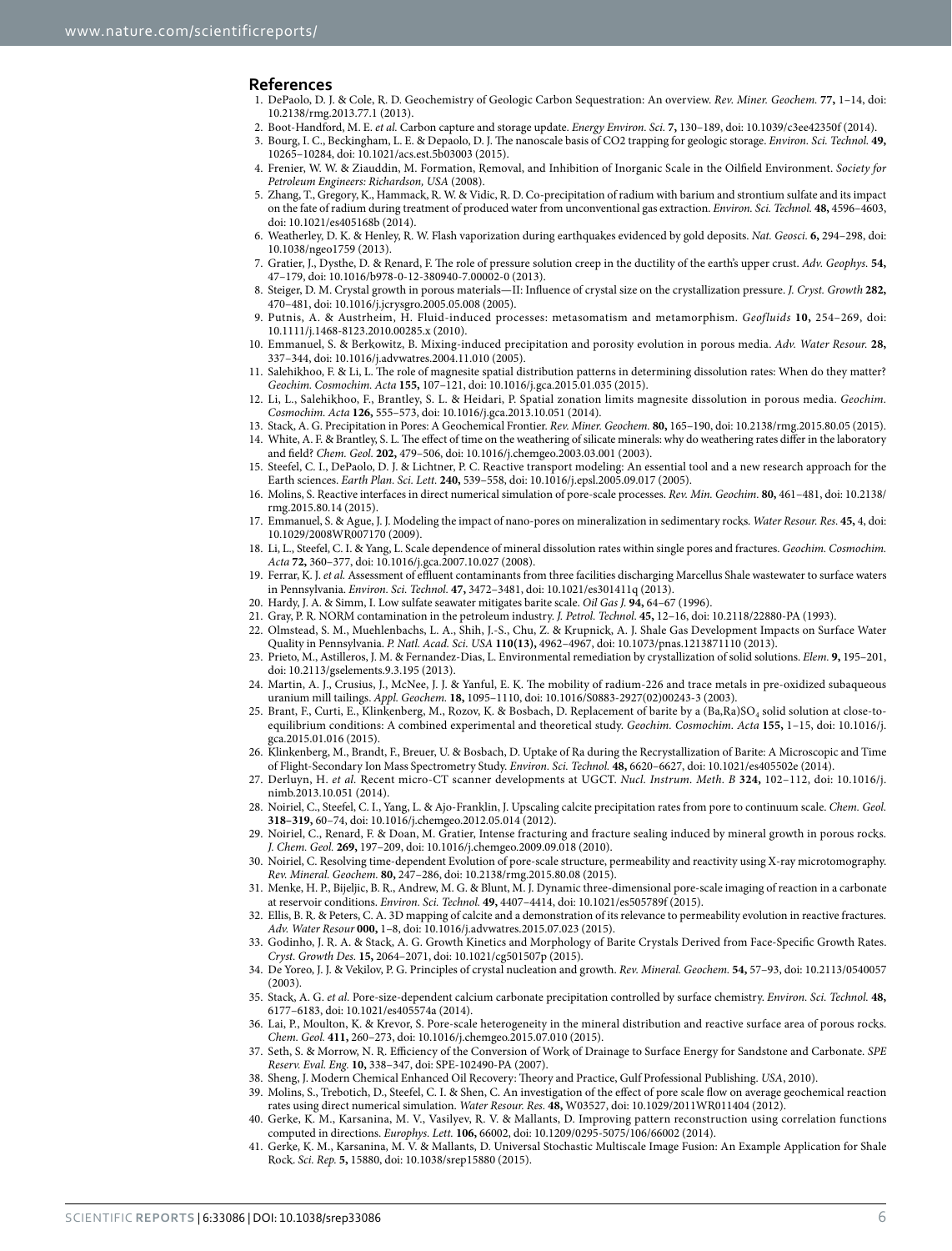## References

1. DePaolo, D. J. & Cole, R. D. Geochemistry of Geologic Carbon Sequestration: An overview. *Rev. Miner. Geochem.* **77,** 1–14, doi: 10.2138/rmg.2013.77.1 (2013).
2. Boot-Handford, M. E. *et al.* Carbon capture and storage update. *Energy Environ. Sci.* **7,** 130–189, doi: 10.1039/c3ee42350f (2014).
3. Bourg, I. C., Beckingham, L. E. & Depaolo, D. J. The nanoscale basis of CO2 trapping for geologic storage. *Environ. Sci. Technol.* **49,** 10265–10284, doi: 10.1021/acs.est.5b03003 (2015).
4. Frenier, W. W. & Ziauddin, M. Formation, Removal, and Inhibition of Inorganic Scale in the Oilfield Environment. *Society for Petroleum Engineers: Richardson, USA* (2008).
5. Zhang, T., Gregory, K., Hammack, R. W. & Vidic, R. D. Co-precipitation of radium with barium and strontium sulfate and its impact on the fate of radium during treatment of produced water from unconventional gas extraction. *Environ. Sci. Technol.* **48,** 4596–4603, doi: 10.1021/es405168b (2014).
6. Weatherley, D. K. & Henley, R. W. Flash vaporization during earthquakes evidenced by gold deposits. *Nat. Geosci.* **6,** 294–298, doi: 10.1038/ngeo1759 (2013).
7. Gratier, J., Dysthe, D. & Renard, F. The role of pressure solution creep in the ductility of the earth's upper crust. *Adv. Geophys.* **54,** 47–179, doi: 10.1016/b978-0-12-380940-7.00002-0 (2013).
8. Steiger, D. M. Crystal growth in porous materials—II: Influence of crystal size on the crystallization pressure. *J. Cryst. Growth* **282,** 470–481, doi: 10.1016/j.jcrysgro.2005.05.008 (2005).
9. Putnis, A. & Austrheim, H. Fluid-induced processes: metasomatism and metamorphism. *Geofluids* **10,** 254–269, doi: 10.1111/j.1468-8123.2010.00285.x (2010).
10. Emmanuel, S. & Berkowitz, B. Mixing-induced precipitation and porosity evolution in porous media. *Adv. Water Resour.* **28,** 337–344, doi: 10.1016/j.advwatres.2004.11.010 (2005).
11. Salehikhoo, F. & Li, L. The role of magnesite spatial distribution patterns in determining dissolution rates: When do they matter? *Geochim. Cosmochim. Acta* **155,** 107–121, doi: 10.1016/j.gca.2015.01.035 (2015).
12. Li, L., Salehikhoo, F., Brantley, S. L. & Heidari, P. Spatial zonation limits magnesite dissolution in porous media. *Geochim. Cosmochim. Acta* **126,** 555–573, doi: 10.1016/j.gca.2013.10.051 (2014).
13. Stack, A. G. Precipitation in Pores: A Geochemical Frontier. *Rev. Miner. Geochem.* **80,** 165–190, doi: 10.2138/rmg.2015.80.05 (2015).
14. White, A. F. & Brantley, S. L. The effect of time on the weathering of silicate minerals: why do weathering rates differ in the laboratory and field? *Chem. Geol.* **202,** 479–506, doi: 10.1016/j.chemgeo.2003.03.001 (2003).
15. Steefel, C. I., DePaolo, D. J. & Lichtner, P. C. Reactive transport modeling: An essential tool and a new research approach for the Earth sciences. *Earth Plan. Sci. Lett.* **240,** 539–558, doi: 10.1016/j.epsl.2005.09.017 (2005).
16. Molins, S. Reactive interfaces in direct numerical simulation of pore-scale processes. *Rev. Min. Geochim.* **80,** 461–481, doi: 10.2138/rmg.2015.80.14 (2015).
17. Emmanuel, S. & Ague, J. J. Modeling the impact of nano-pores on mineralization in sedimentary rocks. *Water Resour. Res.* **45,** 4, doi: 10.1029/2008WR007170 (2009).
18. Li, L., Steefel, C. I. & Yang, L. Scale dependence of mineral dissolution rates within single pores and fractures. *Geochim. Cosmochim. Acta* **72,** 360–377, doi: 10.1016/j.gca.2007.10.027 (2008).
19. Ferrar, K. J. *et al.* Assessment of effluent contaminants from three facilities discharging Marcellus Shale wastewater to surface waters in Pennsylvania. *Environ. Sci. Technol.* **47,** 3472–3481, doi: 10.1021/es301411q (2013).
20. Hardy, J. A. & Simm, I. Low sulfate seawater mitigates barite scale. *Oil Gas J.* **94,** 64–67 (1996).
21. Gray, P. R. NORM contamination in the petroleum industry. *J. Petrol. Technol.* **45,** 12–16, doi: 10.2118/22880-PA (1993).
22. Olmstead, S. M., Muehlenbachs, L. A., Shih, J.-S., Chu, Z. & Krupnick, A. J. Shale Gas Development Impacts on Surface Water Quality in Pennsylvania. *P. Natl. Acad. Sci. USA* **110(13),** 4962–4967, doi: 10.1073/pnas.1213871110 (2013).
23. Prieto, M., Astilleros, J. M. & Fernandez-Dias, L. Environmental remediation by crystallization of solid solutions. *Elem.* **9,** 195–201, doi: 10.2113/gselements.9.3.195 (2013).
24. Martin, A. J., Crusius, J., McNee, J. J. & Yanful, E. K. The mobility of radium-226 and trace metals in pre-oxidized subaqueous uranium mill tailings. *Appl. Geochem.* **18,** 1095–1110, doi: 10.1016/S0883-2927(02)00243-3 (2003).
25. Brant, F., Curti, E., Klinkenberg, M., Rozov, K. & Bosbach, D. Replacement of barite by a (Ba,Ra)$SO_4$ solid solution at close-to-equilibrium conditions: A combined experimental and theoretical study. *Geochim. Cosmochim. Acta* **155,** 1–15, doi: 10.1016/j.gca.2015.01.016 (2015).
26. Klinkenberg, M., Brandt, F., Breuer, U. & Bosbach, D. Uptake of Ra during the Recrystallization of Barite: A Microscopic and Time of Flight-Secondary Ion Mass Spectrometry Study. *Environ. Sci. Technol.* **48,** 6620–6627, doi: 10.1021/es405502e (2014).
27. Derluyn, H. *et al.* Recent micro-CT scanner developments at UGCT. *Nucl. Instrum. Meth. B* **324,** 102–112, doi: 10.1016/j.nimb.2013.10.051 (2014).
28. Noiriel, C., Steefel, C. I., Yang, L. & Ajo-Franklin, J. Upscaling calcite precipitation rates from pore to continuum scale. *Chem. Geol.* **318–319,** 60–74, doi: 10.1016/j.chemgeo.2012.05.014 (2012).
29. Noiriel, C., Renard, F. & Doan, M. Gratier, Intense fracturing and fracture sealing induced by mineral growth in porous rocks. *J. Chem. Geol.* **269,** 197–209, doi: 10.1016/j.chemgeo.2009.09.018 (2010).
30. Noiriel, C. Resolving time-dependent Evolution of pore-scale structure, permeability and reactivity using X-ray microtomography. *Rev. Mineral. Geochem.* **80,** 247–286, doi: 10.2138/rmg.2015.80.08 (2015).
31. Menke, H. P., Bijeljic, B. R., Andrew, M. G. & Blunt, M. J. Dynamic three-dimensional pore-scale imaging of reaction in a carbonate at reservoir conditions. *Environ. Sci. Technol.* **49,** 4407–4414, doi: 10.1021/es505789f (2015).
32. Ellis, B. R. & Peters, C. A. 3D mapping of calcite and a demonstration of its relevance to permeability evolution in reactive fractures. *Adv. Water Resour* **000,** 1–8, doi: 10.1016/j.advwatres.2015.07.023 (2015).
33. Godinho, J. R. A. & Stack, A. G. Growth Kinetics and Morphology of Barite Crystals Derived from Face-Specific Growth Rates. *Cryst. Growth Des.* **15,** 2064–2071, doi: 10.1021/cg501507p (2015).
34. De Yoreo, J. J. & Vekilov, P. G. Principles of crystal nucleation and growth. *Rev. Mineral. Geochem.* **54,** 57–93, doi: 10.2113/0540057 (2003).
35. Stack, A. G. *et al.* Pore-size-dependent calcium carbonate precipitation controlled by surface chemistry. *Environ. Sci. Technol.* **48,** 6177–6183, doi: 10.1021/es405574a (2014).
36. Lai, P., Moulton, K. & Krevor, S. Pore-scale heterogeneity in the mineral distribution and reactive surface area of porous rocks. *Chem. Geol.* **411,** 260–273, doi: 10.1016/j.chemgeo.2015.07.010 (2015).
37. Seth, S. & Morrow, N. R. Efficiency of the Conversion of Work of Drainage to Surface Energy for Sandstone and Carbonate. *SPE Reserv. Eval. Eng.* **10,** 338–347, doi: SPE-102490-PA (2007).
38. Sheng, J. Modern Chemical Enhanced Oil Recovery: Theory and Practice, Gulf Professional Publishing. *USA*, 2010).
39. Molins, S., Trebotich, D., Steefel, C. I. & Shen, C. An investigation of the effect of pore scale flow on average geochemical reaction rates using direct numerical simulation. *Water Resour. Res.* **48,** W03527, doi: 10.1029/2011WR011404 (2012).
40. Gerke, K. M., Karsanina, M. V., Vasilyev, R. V. & Mallants, D. Improving pattern reconstruction using correlation functions computed in directions. *Europhys. Lett.* **106,** 66002, doi: 10.1209/0295-5075/106/66002 (2014).
41. Gerke, K. M., Karsanina, M. V. & Mallants, D. Universal Stochastic Multiscale Image Fusion: An Example Application for Shale Rock. *Sci. Rep.* **5,** 15880, doi: 10.1038/srep15880 (2015).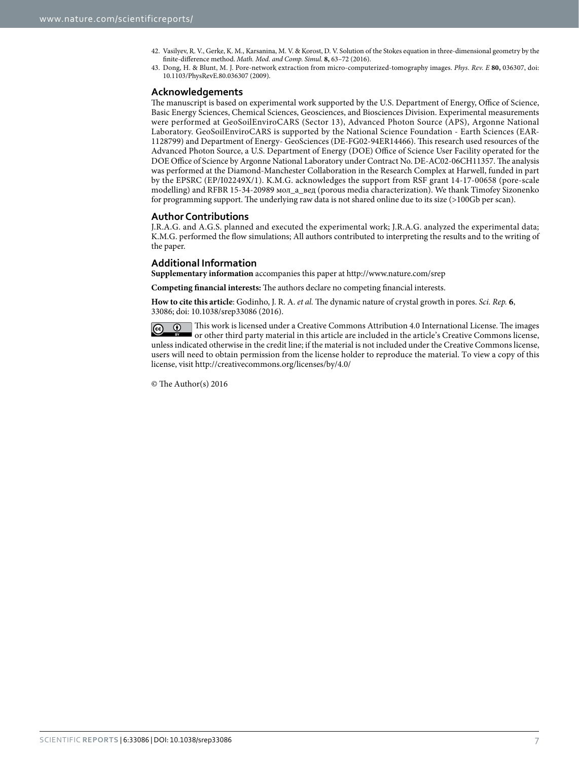42. Vasilyev, R. V., Gerke, K. M., Karsanina, M. V. & Korost, D. V. Solution of the Stokes equation in three-dimensional geometry by the finite-difference method. *Math. Mod. and Comp. Simul.* **8,** 63–72 (2016).
43. Dong, H. & Blunt, M. J. Pore-network extraction from micro-computerized-tomography images. *Phys. Rev. E* **80,** 036307, doi: 10.1103/PhysRevE.80.036307 (2009).

## Acknowledgements

The manuscript is based on experimental work supported by the U.S. Department of Energy, Office of Science, Basic Energy Sciences, Chemical Sciences, Geosciences, and Biosciences Division. Experimental measurements were performed at GeoSoilEnviroCARS (Sector 13), Advanced Photon Source (APS), Argonne National Laboratory. GeoSoilEnviroCARS is supported by the National Science Foundation - Earth Sciences (EAR-1128799) and Department of Energy- GeoSciences (DE-FG02-94ER14466). This research used resources of the Advanced Photon Source, a U.S. Department of Energy (DOE) Office of Science User Facility operated for the DOE Office of Science by Argonne National Laboratory under Contract No. DE-AC02-06CH11357. The analysis was performed at the Diamond-Manchester Collaboration in the Research Complex at Harwell, funded in part by the EPSRC (EP/I02249X/1). K.M.G. acknowledges the support from RSF grant 14-17-00658 (pore-scale modelling) and RFBR 15-34-20989 мол_а_вед (porous media characterization). We thank Timofey Sizonenko for programming support. The underlying raw data is not shared online due to its size (>100Gb per scan).

## Author Contributions

J.R.A.G. and A.G.S. planned and executed the experimental work; J.R.A.G. analyzed the experimental data; K.M.G. performed the flow simulations; All authors contributed to interpreting the results and to the writing of the paper.

## Additional Information

**Supplementary information** accompanies this paper at http://www.nature.com/srep

**Competing financial interests:** The authors declare no competing financial interests.

**How to cite this article**: Godinho, J. R. A. *et al.* The dynamic nature of crystal growth in pores. *Sci. Rep.* **6**, 33086; doi: 10.1038/srep33086 (2016).

This work is licensed under a Creative Commons Attribution 4.0 International License. The images or other third party material in this article are included in the article's Creative Commons license, unless indicated otherwise in the credit line; if the material is not included under the Creative Commons license, users will need to obtain permission from the license holder to reproduce the material. To view a copy of this license, visit http://creativecommons.org/licenses/by/4.0/

© The Author(s) 2016